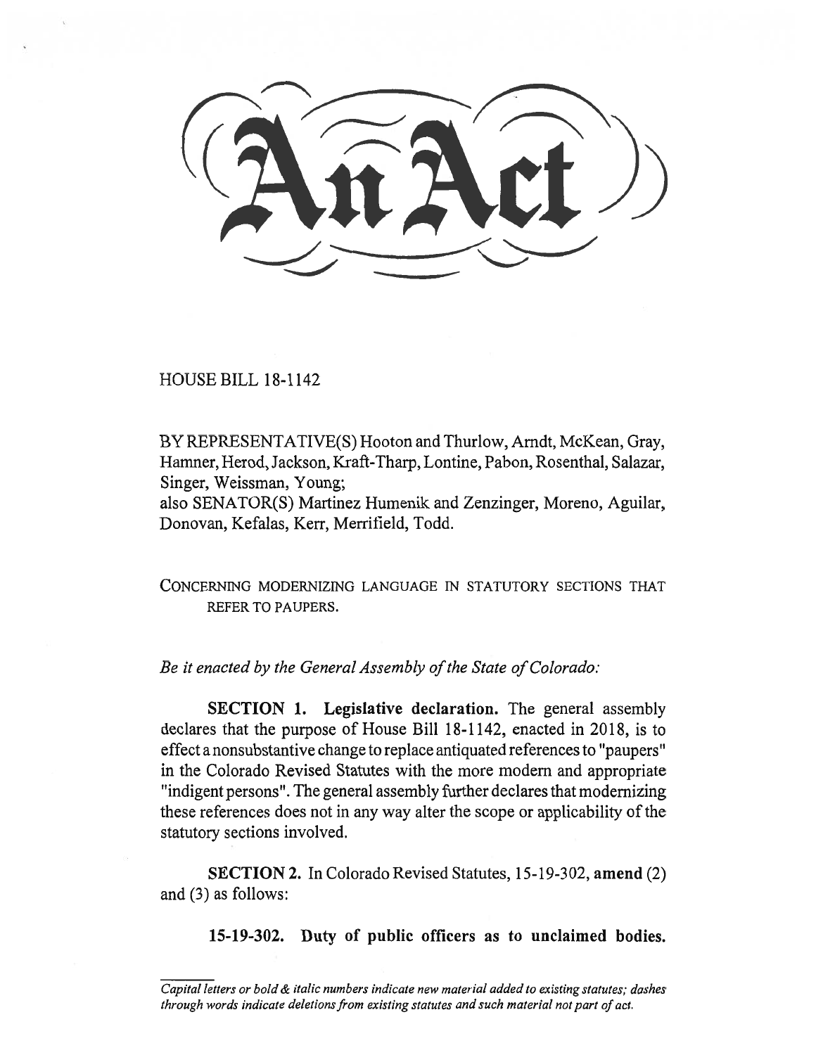# An Act

HOUSE BILL 18-1142

BY REPRESENTATIVE(S) Hooton and Thurlow, Arndt, McKean, Gray, Hamner, Herod, Jackson, Kraft-Tharp, Lontine, Pabon, Rosenthal, Salazar, Singer, Weissman, Young;
also SENATOR(S) Martinez Humenik and Zenzinger, Moreno, Aguilar, Donovan, Kefalas, Kerr, Merrifield, Todd.

CONCERNING MODERNIZING LANGUAGE IN STATUTORY SECTIONS THAT REFER TO PAUPERS.

*Be it enacted by the General Assembly of the State of Colorado:*

**SECTION 1. Legislative declaration.** The general assembly declares that the purpose of House Bill 18-1142, enacted in 2018, is to effect a nonsubstantive change to replace antiquated references to "paupers" in the Colorado Revised Statutes with the more modern and appropriate "indigent persons". The general assembly further declares that modernizing these references does not in any way alter the scope or applicability of the statutory sections involved.

**SECTION 2.** In Colorado Revised Statutes, 15-19-302, **amend** (2) and (3) as follows:

**15-19-302. Duty of public officers as to unclaimed bodies.**

*Capital letters or bold & italic numbers indicate new material added to existing statutes; dashes through words indicate deletions from existing statutes and such material not part of act.*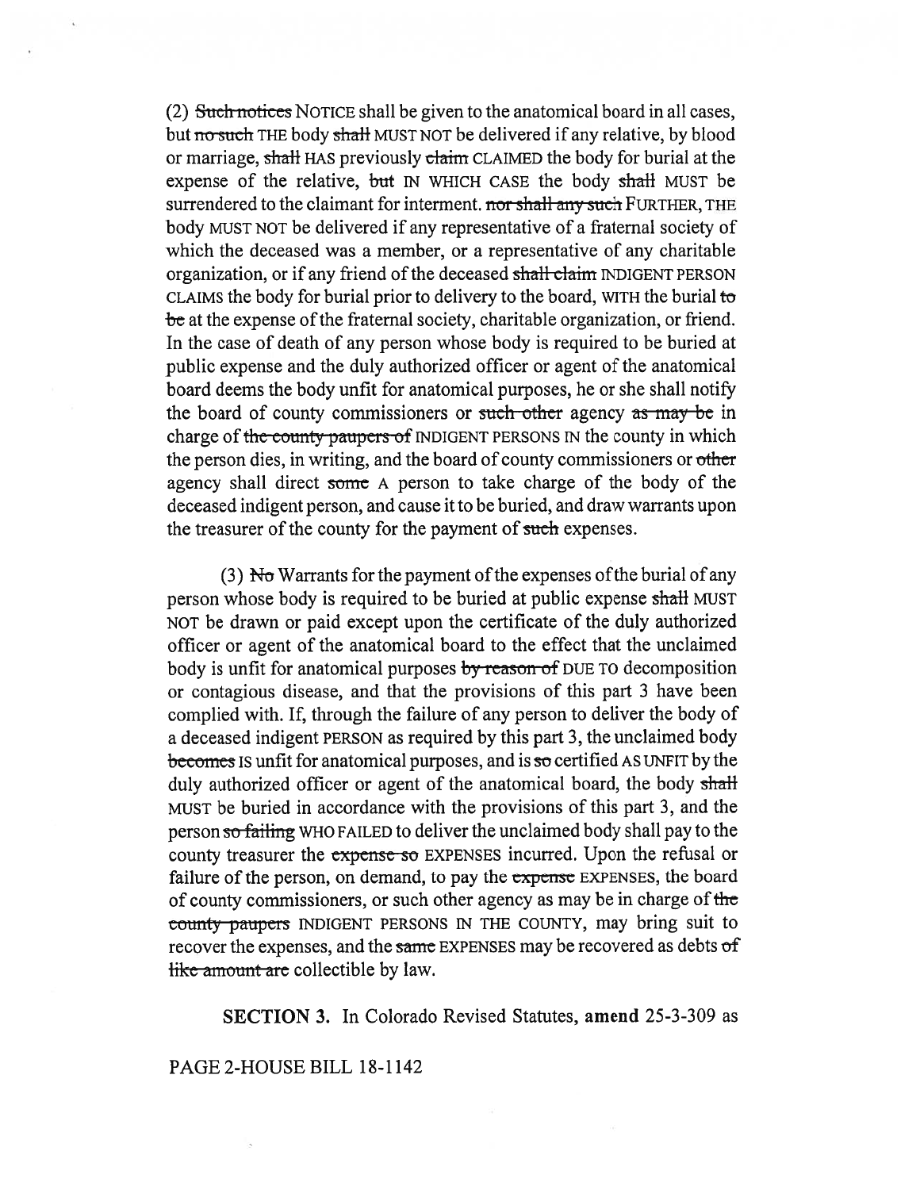(2) ~~Such notices~~ NOTICE shall be given to the anatomical board in all cases, but ~~no such~~ THE body ~~shall~~ MUST NOT be delivered if any relative, by blood or marriage, ~~shall~~ HAS previously ~~claim~~ CLAIMED the body for burial at the expense of the relative, ~~but~~ IN WHICH CASE the body ~~shall~~ MUST be surrendered to the claimant for interment. ~~nor shall any such~~ FURTHER, THE body MUST NOT be delivered if any representative of a fraternal society of which the deceased was a member, or a representative of any charitable organization, or if any friend of the deceased ~~shall claim~~ INDIGENT PERSON CLAIMS the body for burial prior to delivery to the board, WITH the burial ~~to be~~ at the expense of the fraternal society, charitable organization, or friend. In the case of death of any person whose body is required to be buried at public expense and the duly authorized officer or agent of the anatomical board deems the body unfit for anatomical purposes, he or she shall notify the board of county commissioners or ~~such other~~ agency ~~as may be~~ in charge of ~~the county paupers of~~ INDIGENT PERSONS IN the county in which the person dies, in writing, and the board of county commissioners or ~~other~~ agency shall direct ~~some~~ A person to take charge of the body of the deceased indigent person, and cause it to be buried, and draw warrants upon the treasurer of the county for the payment of ~~such~~ expenses.

(3) ~~No~~ Warrants for the payment of the expenses of the burial of any person whose body is required to be buried at public expense ~~shall~~ MUST NOT be drawn or paid except upon the certificate of the duly authorized officer or agent of the anatomical board to the effect that the unclaimed body is unfit for anatomical purposes ~~by reason of~~ DUE TO decomposition or contagious disease, and that the provisions of this part 3 have been complied with. If, through the failure of any person to deliver the body of a deceased indigent PERSON as required by this part 3, the unclaimed body ~~becomes~~ IS unfit for anatomical purposes, and is ~~so~~ certified AS UNFIT by the duly authorized officer or agent of the anatomical board, the body ~~shall~~ MUST be buried in accordance with the provisions of this part 3, and the person ~~so failing~~ WHO FAILED to deliver the unclaimed body shall pay to the county treasurer the ~~expense so~~ EXPENSES incurred. Upon the refusal or failure of the person, on demand, to pay the ~~expense~~ EXPENSES, the board of county commissioners, or such other agency as may be in charge of ~~the county paupers~~ INDIGENT PERSONS IN THE COUNTY, may bring suit to recover the expenses, and the ~~same~~ EXPENSES may be recovered as debts ~~of like amount are~~ collectible by law.

**SECTION 3.** In Colorado Revised Statutes, **amend** 25-3-309 as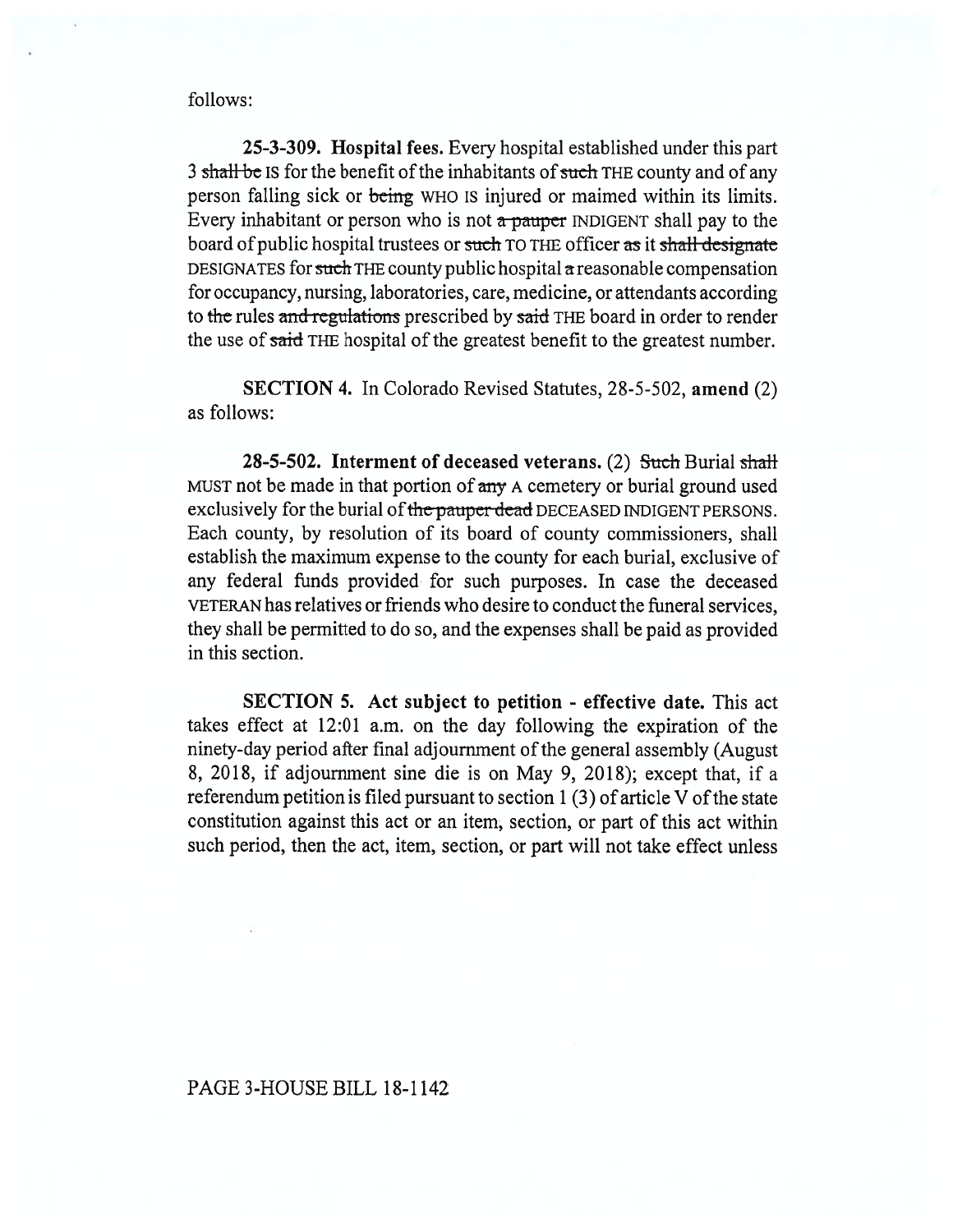follows:

**25-3-309. Hospital fees.** Every hospital established under this part 3 ~~shall be~~ IS for the benefit of the inhabitants of ~~such~~ THE county and of any person falling sick or ~~being~~ WHO IS injured or maimed within its limits. Every inhabitant or person who is not ~~a pauper~~ INDIGENT shall pay to the board of public hospital trustees or ~~such~~ TO THE officer ~~as~~ it ~~shall designate~~ DESIGNATES for ~~such~~ THE county public hospital ~~a~~ reasonable compensation for occupancy, nursing, laboratories, care, medicine, or attendants according to ~~the~~ rules ~~and regulations~~ prescribed by ~~said~~ THE board in order to render the use of ~~said~~ THE hospital of the greatest benefit to the greatest number.

**SECTION 4.** In Colorado Revised Statutes, 28-5-502, **amend** (2) as follows:

**28-5-502. Interment of deceased veterans.** (2) ~~Such~~ Burial ~~shall~~ MUST not be made in that portion of ~~any~~ A cemetery or burial ground used exclusively for the burial of ~~the pauper dead~~ DECEASED INDIGENT PERSONS. Each county, by resolution of its board of county commissioners, shall establish the maximum expense to the county for each burial, exclusive of any federal funds provided for such purposes. In case the deceased VETERAN has relatives or friends who desire to conduct the funeral services, they shall be permitted to do so, and the expenses shall be paid as provided in this section.

**SECTION 5. Act subject to petition - effective date.** This act takes effect at 12:01 a.m. on the day following the expiration of the ninety-day period after final adjournment of the general assembly (August 8, 2018, if adjournment sine die is on May 9, 2018); except that, if a referendum petition is filed pursuant to section 1 (3) of article V of the state constitution against this act or an item, section, or part of this act within such period, then the act, item, section, or part will not take effect unless

PAGE 3-HOUSE BILL 18-1142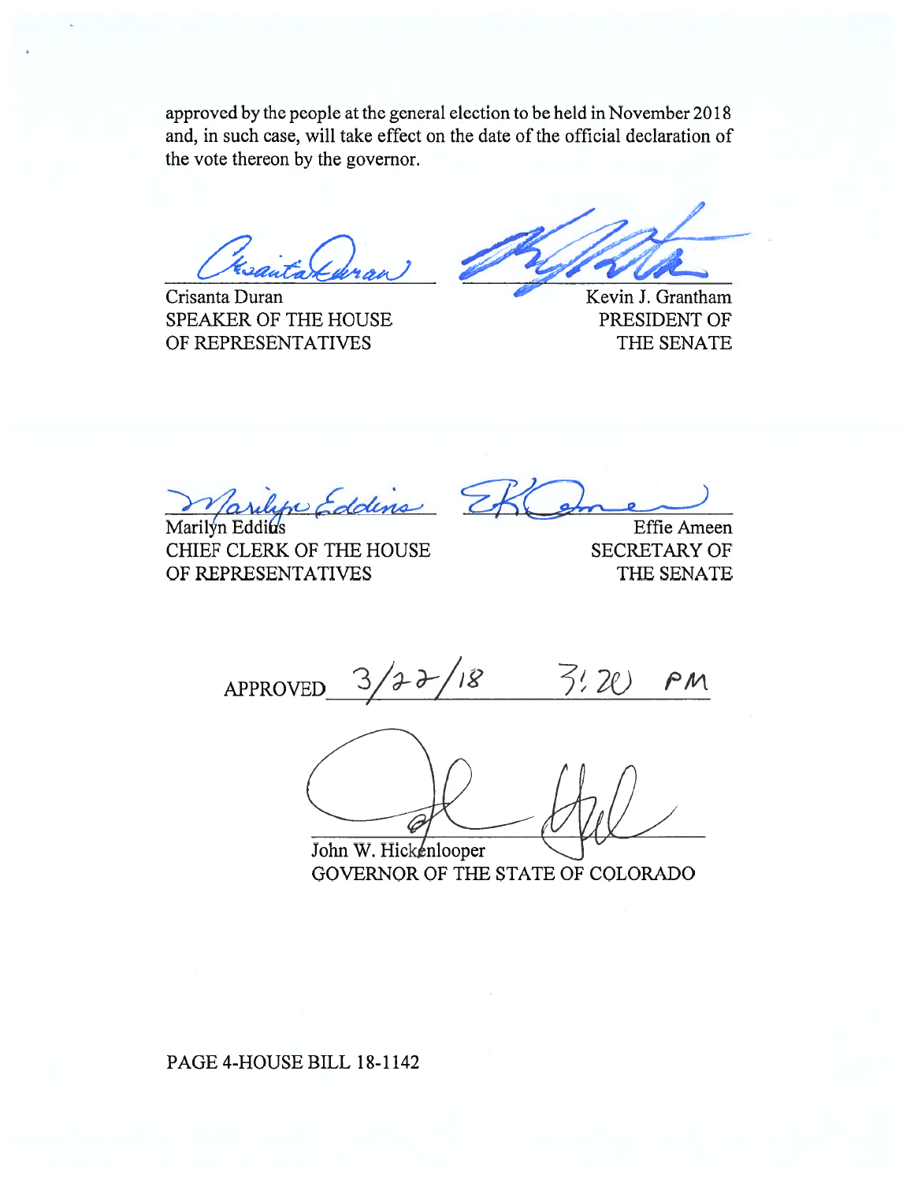approved by the people at the general election to be held in November 2018 and, in such case, will take effect on the date of the official declaration of the vote thereon by the governor.

Crisanta Duran
SPEAKER OF THE HOUSE
OF REPRESENTATIVES

Kevin J. Grantham
PRESIDENT OF
THE SENATE

Marilyn Eddins
CHIEF CLERK OF THE HOUSE
OF REPRESENTATIVES

Effie Ameen
SECRETARY OF
THE SENATE

APPROVED 3/22/18 3:20 PM

John W. Hickenlooper
GOVERNOR OF THE STATE OF COLORADO

PAGE 4-HOUSE BILL 18-1142